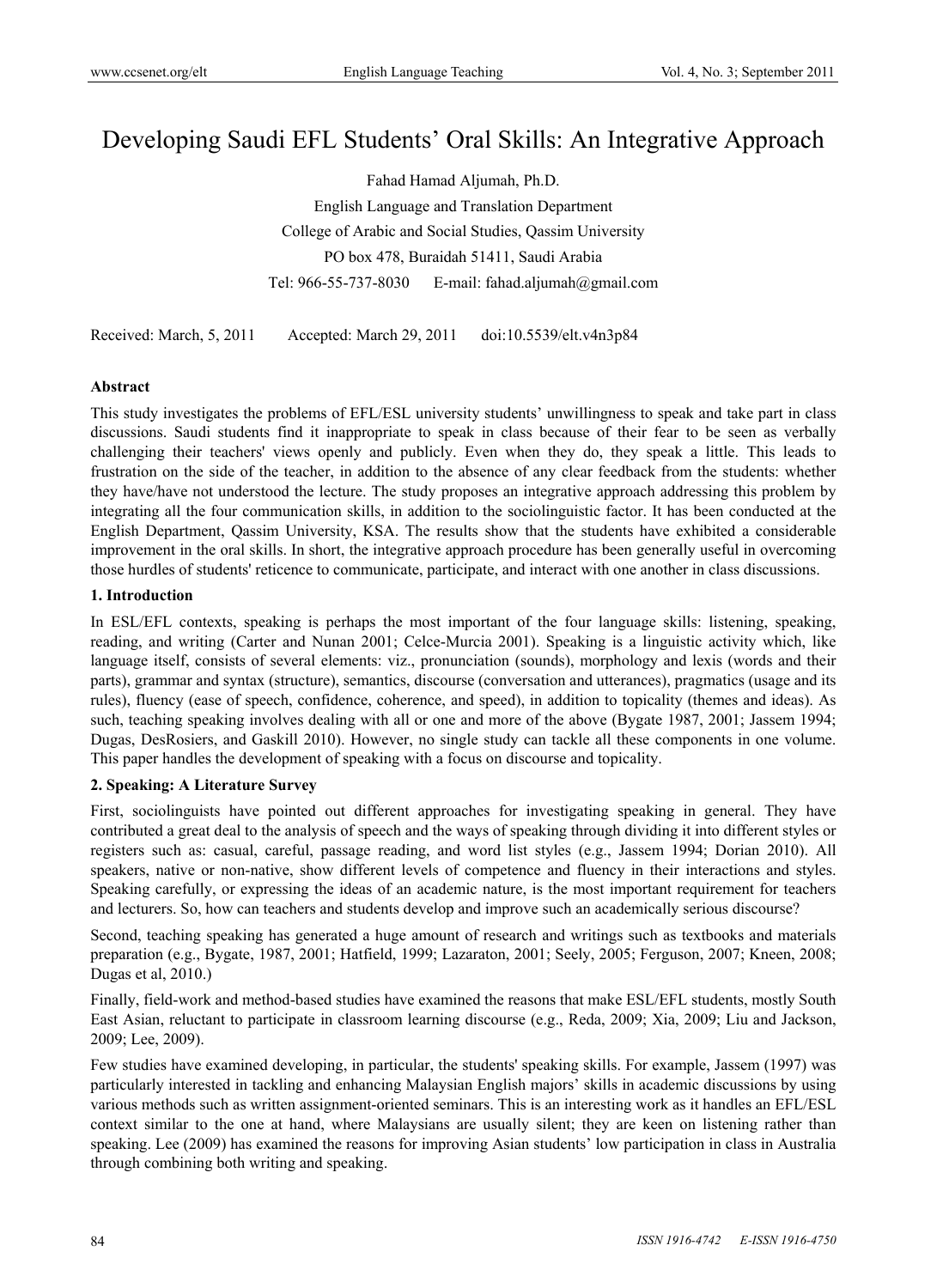# Developing Saudi EFL Students' Oral Skills: An Integrative Approach

Fahad Hamad Aljumah, Ph.D.

English Language and Translation Department

College of Arabic and Social Studies, Qassim University

PO box 478, Buraidah 51411, Saudi Arabia

Tel: 966-55-737-8030 E-mail: fahad.aljumah@gmail.com

Received: March, 5, 2011 Accepted: March 29, 2011 doi:10.5539/elt.v4n3p84

### Abstract

This study investigates the problems of EFL/ESL university students' unwillingness to speak and take part in class discussions. Saudi students find it inappropriate to speak in class because of their fear to be seen as verbally challenging their teachers' views openly and publicly. Even when they do, they speak a little. This leads to frustration on the side of the teacher, in addition to the absence of any clear feedback from the students: whether they have/have not understood the lecture. The study proposes an integrative approach addressing this problem by integrating all the four communication skills, in addition to the sociolinguistic factor. It has been conducted at the English Department, Qassim University, KSA. The results show that the students have exhibited a considerable improvement in the oral skills. In short, the integrative approach procedure has been generally useful in overcoming those hurdles of students' reticence to communicate, participate, and interact with one another in class discussions.

## 1. Introduction

In ESL/EFL contexts, speaking is perhaps the most important of the four language skills: listening, speaking, reading, and writing (Carter and Nunan 2001; Celce-Murcia 2001). Speaking is a linguistic activity which, like language itself, consists of several elements: viz., pronunciation (sounds), morphology and lexis (words and their parts), grammar and syntax (structure), semantics, discourse (conversation and utterances), pragmatics (usage and its rules), fluency (ease of speech, confidence, coherence, and speed), in addition to topicality (themes and ideas). As such, teaching speaking involves dealing with all or one and more of the above (Bygate 1987, 2001; Jassem 1994; Dugas, DesRosiers, and Gaskill 2010). However, no single study can tackle all these components in one volume. This paper handles the development of speaking with a focus on discourse and topicality.

## 2. Speaking: A Literature Survey

First, sociolinguists have pointed out different approaches for investigating speaking in general. They have contributed a great deal to the analysis of speech and the ways of speaking through dividing it into different styles or registers such as: casual, careful, passage reading, and word list styles (e.g., Jassem 1994; Dorian 2010). All speakers, native or non-native, show different levels of competence and fluency in their interactions and styles. Speaking carefully, or expressing the ideas of an academic nature, is the most important requirement for teachers and lecturers. So, how can teachers and students develop and improve such an academically serious discourse?

Second, teaching speaking has generated a huge amount of research and writings such as textbooks and materials preparation (e.g., Bygate, 1987, 2001; Hatfield, 1999; Lazaraton, 2001; Seely, 2005; Ferguson, 2007; Kneen, 2008; Dugas et al, 2010.)

Finally, field-work and method-based studies have examined the reasons that make ESL/EFL students, mostly South East Asian, reluctant to participate in classroom learning discourse (e.g., Reda, 2009; Xia, 2009; Liu and Jackson, 2009; Lee, 2009).

Few studies have examined developing, in particular, the students' speaking skills. For example, Jassem (1997) was particularly interested in tackling and enhancing Malaysian English majors' skills in academic discussions by using various methods such as written assignment-oriented seminars. This is an interesting work as it handles an EFL/ESL context similar to the one at hand, where Malaysians are usually silent; they are keen on listening rather than speaking. Lee (2009) has examined the reasons for improving Asian students' low participation in class in Australia through combining both writing and speaking.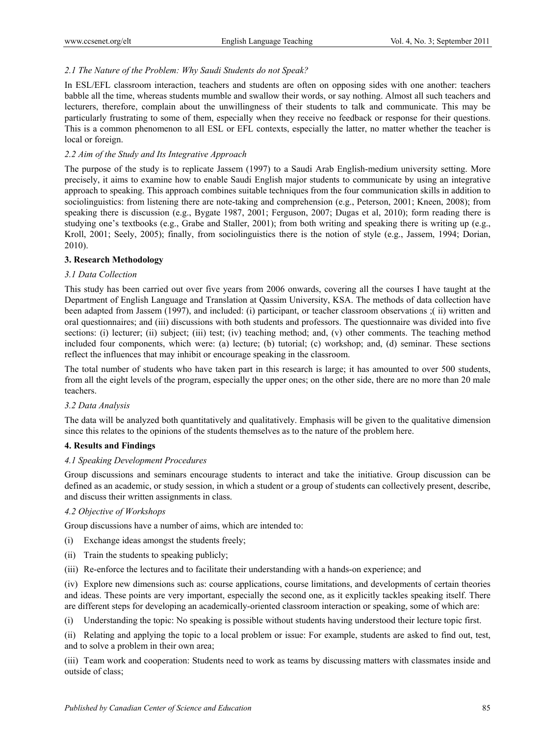### *2.1 The Nature of the Problem: Why Saudi Students do not Speak?*

In ESL/EFL classroom interaction, teachers and students are often on opposing sides with one another: teachers babble all the time, whereas students mumble and swallow their words, or say nothing. Almost all such teachers and lecturers, therefore, complain about the unwillingness of their students to talk and communicate. This may be particularly frustrating to some of them, especially when they receive no feedback or response for their questions. This is a common phenomenon to all ESL or EFL contexts, especially the latter, no matter whether the teacher is local or foreign.

### *2.2 Aim of the Study and Its Integrative Approach*

The purpose of the study is to replicate Jassem (1997) to a Saudi Arab English-medium university setting. More precisely, it aims to examine how to enable Saudi English major students to communicate by using an integrative approach to speaking. This approach combines suitable techniques from the four communication skills in addition to sociolinguistics: from listening there are note-taking and comprehension (e.g., Peterson, 2001; Kneen, 2008); from speaking there is discussion (e.g., Bygate 1987, 2001; Ferguson, 2007; Dugas et al, 2010); form reading there is studying one's textbooks (e.g., Grabe and Staller, 2001); from both writing and speaking there is writing up (e.g., Kroll, 2001; Seely, 2005); finally, from sociolinguistics there is the notion of style (e.g., Jassem, 1994; Dorian, 2010).

## **3. Research Methodology**

### *3.1 Data Collection*

This study has been carried out over five years from 2006 onwards, covering all the courses I have taught at the Department of English Language and Translation at Qassim University, KSA. The methods of data collection have been adapted from Jassem (1997), and included: (i) participant, or teacher classroom observations ;( ii) written and oral questionnaires; and (iii) discussions with both students and professors. The questionnaire was divided into five sections: (i) lecturer; (ii) subject; (iii) test; (iv) teaching method; and, (v) other comments. The teaching method included four components, which were: (a) lecture; (b) tutorial; (c) workshop; and, (d) seminar. These sections reflect the influences that may inhibit or encourage speaking in the classroom.

The total number of students who have taken part in this research is large; it has amounted to over 500 students, from all the eight levels of the program, especially the upper ones; on the other side, there are no more than 20 male teachers.

### *3.2 Data Analysis*

The data will be analyzed both quantitatively and qualitatively. Emphasis will be given to the qualitative dimension since this relates to the opinions of the students themselves as to the nature of the problem here.

## **4. Results and Findings**

### *4.1 Speaking Development Procedures*

Group discussions and seminars encourage students to interact and take the initiative. Group discussion can be defined as an academic, or study session, in which a student or a group of students can collectively present, describe, and discuss their written assignments in class.

### *4.2 Objective of Workshops*

Group discussions have a number of aims, which are intended to:

(i) Exchange ideas amongst the students freely;

(ii) Train the students to speaking publicly;

(iii) Re-enforce the lectures and to facilitate their understanding with a hands-on experience; and

(iv) Explore new dimensions such as: course applications, course limitations, and developments of certain theories and ideas. These points are very important, especially the second one, as it explicitly tackles speaking itself. There are different steps for developing an academically-oriented classroom interaction or speaking, some of which are:

(i) Understanding the topic: No speaking is possible without students having understood their lecture topic first.

(ii) Relating and applying the topic to a local problem or issue: For example, students are asked to find out, test, and to solve a problem in their own area;

(iii) Team work and cooperation: Students need to work as teams by discussing matters with classmates inside and outside of class;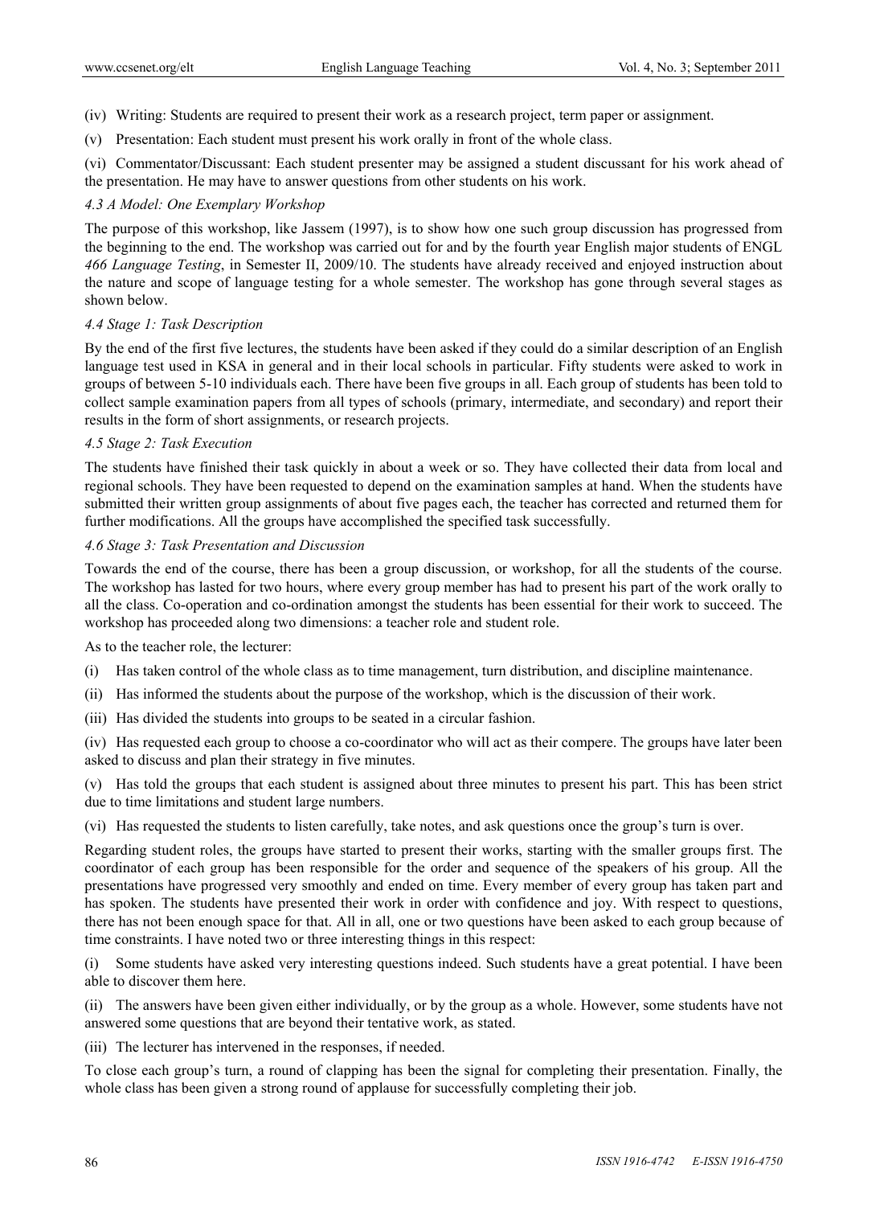(iv) Writing: Students are required to present their work as a research project, term paper or assignment.

(v) Presentation: Each student must present his work orally in front of the whole class.

(vi) Commentator/Discussant: Each student presenter may be assigned a student discussant for his work ahead of the presentation. He may have to answer questions from other students on his work.

### *4.3 A Model: One Exemplary Workshop*

The purpose of this workshop, like Jassem (1997), is to show how one such group discussion has progressed from the beginning to the end. The workshop was carried out for and by the fourth year English major students of ENGL *466 Language Testing*, in Semester II, 2009/10. The students have already received and enjoyed instruction about the nature and scope of language testing for a whole semester. The workshop has gone through several stages as shown below.

### *4.4 Stage 1: Task Description*

By the end of the first five lectures, the students have been asked if they could do a similar description of an English language test used in KSA in general and in their local schools in particular. Fifty students were asked to work in groups of between 5-10 individuals each. There have been five groups in all. Each group of students has been told to collect sample examination papers from all types of schools (primary, intermediate, and secondary) and report their results in the form of short assignments, or research projects.

### *4.5 Stage 2: Task Execution*

The students have finished their task quickly in about a week or so. They have collected their data from local and regional schools. They have been requested to depend on the examination samples at hand. When the students have submitted their written group assignments of about five pages each, the teacher has corrected and returned them for further modifications. All the groups have accomplished the specified task successfully.

### *4.6 Stage 3: Task Presentation and Discussion*

Towards the end of the course, there has been a group discussion, or workshop, for all the students of the course. The workshop has lasted for two hours, where every group member has had to present his part of the work orally to all the class. Co-operation and co-ordination amongst the students has been essential for their work to succeed. The workshop has proceeded along two dimensions: a teacher role and student role.

As to the teacher role, the lecturer:

(i) Has taken control of the whole class as to time management, turn distribution, and discipline maintenance.

(ii) Has informed the students about the purpose of the workshop, which is the discussion of their work.

(iii) Has divided the students into groups to be seated in a circular fashion.

(iv) Has requested each group to choose a co-coordinator who will act as their compere. The groups have later been asked to discuss and plan their strategy in five minutes.

(v) Has told the groups that each student is assigned about three minutes to present his part. This has been strict due to time limitations and student large numbers.

(vi) Has requested the students to listen carefully, take notes, and ask questions once the group's turn is over.

Regarding student roles, the groups have started to present their works, starting with the smaller groups first. The coordinator of each group has been responsible for the order and sequence of the speakers of his group. All the presentations have progressed very smoothly and ended on time. Every member of every group has taken part and has spoken. The students have presented their work in order with confidence and joy. With respect to questions, there has not been enough space for that. All in all, one or two questions have been asked to each group because of time constraints. I have noted two or three interesting things in this respect:

(i) Some students have asked very interesting questions indeed. Such students have a great potential. I have been able to discover them here.

(ii) The answers have been given either individually, or by the group as a whole. However, some students have not answered some questions that are beyond their tentative work, as stated.

(iii) The lecturer has intervened in the responses, if needed.

To close each group's turn, a round of clapping has been the signal for completing their presentation. Finally, the whole class has been given a strong round of applause for successfully completing their job.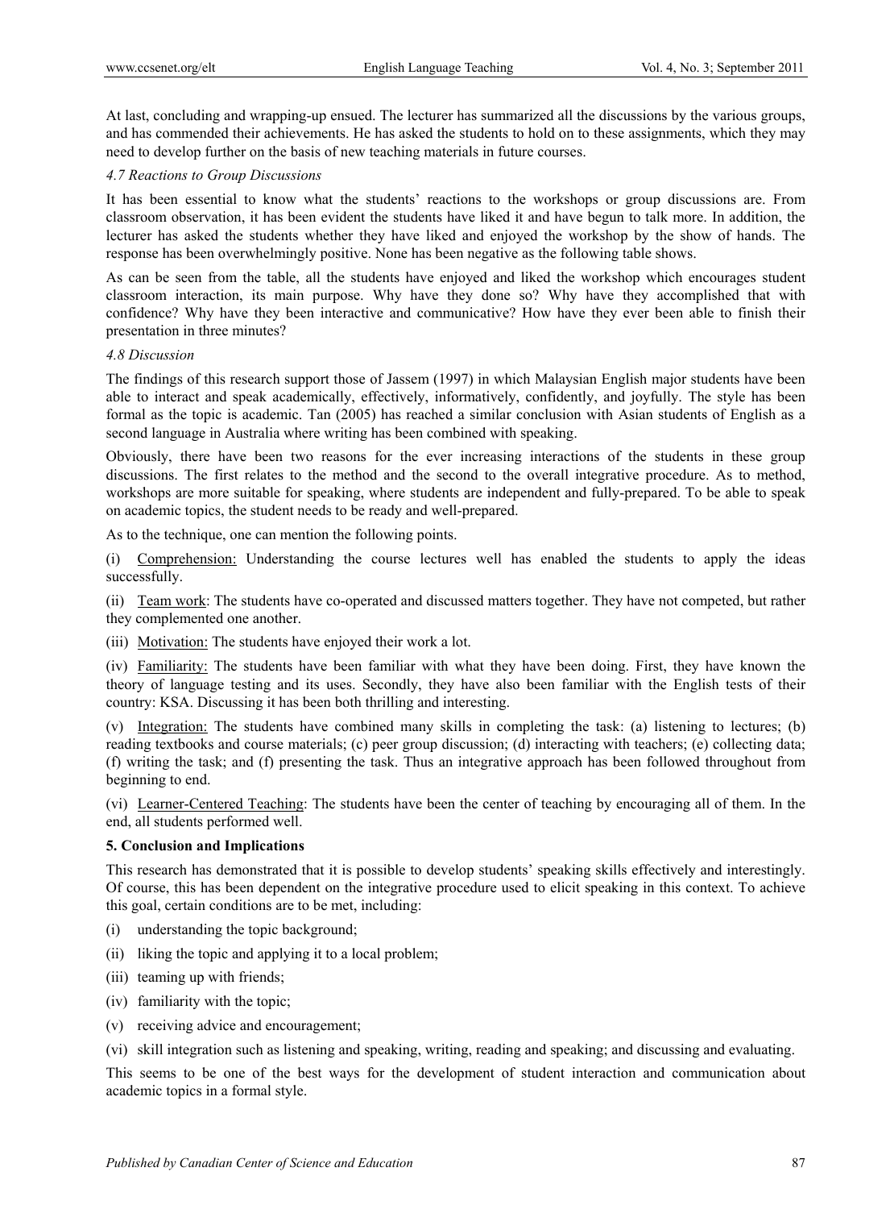At last, concluding and wrapping-up ensued. The lecturer has summarized all the discussions by the various groups, and has commended their achievements. He has asked the students to hold on to these assignments, which they may need to develop further on the basis of new teaching materials in future courses.

### *4.7 Reactions to Group Discussions*

It has been essential to know what the students' reactions to the workshops or group discussions are. From classroom observation, it has been evident the students have liked it and have begun to talk more. In addition, the lecturer has asked the students whether they have liked and enjoyed the workshop by the show of hands. The response has been overwhelmingly positive. None has been negative as the following table shows.

As can be seen from the table, all the students have enjoyed and liked the workshop which encourages student classroom interaction, its main purpose. Why have they done so? Why have they accomplished that with confidence? Why have they been interactive and communicative? How have they ever been able to finish their presentation in three minutes?

### *4.8 Discussion*

The findings of this research support those of Jassem (1997) in which Malaysian English major students have been able to interact and speak academically, effectively, informatively, confidently, and joyfully. The style has been formal as the topic is academic. Tan (2005) has reached a similar conclusion with Asian students of English as a second language in Australia where writing has been combined with speaking.

Obviously, there have been two reasons for the ever increasing interactions of the students in these group discussions. The first relates to the method and the second to the overall integrative procedure. As to method, workshops are more suitable for speaking, where students are independent and fully-prepared. To be able to speak on academic topics, the student needs to be ready and well-prepared.

As to the technique, one can mention the following points.

(i) <u>Comprehension:</u> Understanding the course lectures well has enabled the students to apply the ideas successfully.

(ii) <u>Team work</u>: The students have co-operated and discussed matters together. They have not competed, but rather they complemented one another.

(iii) <u>Motivation:</u> The students have enjoyed their work a lot.

(iv) <u>Familiarity:</u> The students have been familiar with what they have been doing. First, they have known the theory of language testing and its uses. Secondly, they have also been familiar with the English tests of their country: KSA. Discussing it has been both thrilling and interesting.

(v) <u>Integration:</u> The students have combined many skills in completing the task: (a) listening to lectures; (b) reading textbooks and course materials; (c) peer group discussion; (d) interacting with teachers; (e) collecting data; (f) writing the task; and (f) presenting the task. Thus an integrative approach has been followed throughout from beginning to end.

(vi) <u>Learner-Centered Teaching</u>: The students have been the center of teaching by encouraging all of them. In the end, all students performed well.

## **5. Conclusion and Implications**

This research has demonstrated that it is possible to develop students' speaking skills effectively and interestingly. Of course, this has been dependent on the integrative procedure used to elicit speaking in this context. To achieve this goal, certain conditions are to be met, including:

(i) understanding the topic background;

(ii) liking the topic and applying it to a local problem;

(iii) teaming up with friends;

(iv) familiarity with the topic;

(v) receiving advice and encouragement;

(vi) skill integration such as listening and speaking, writing, reading and speaking; and discussing and evaluating.

This seems to be one of the best ways for the development of student interaction and communication about academic topics in a formal style.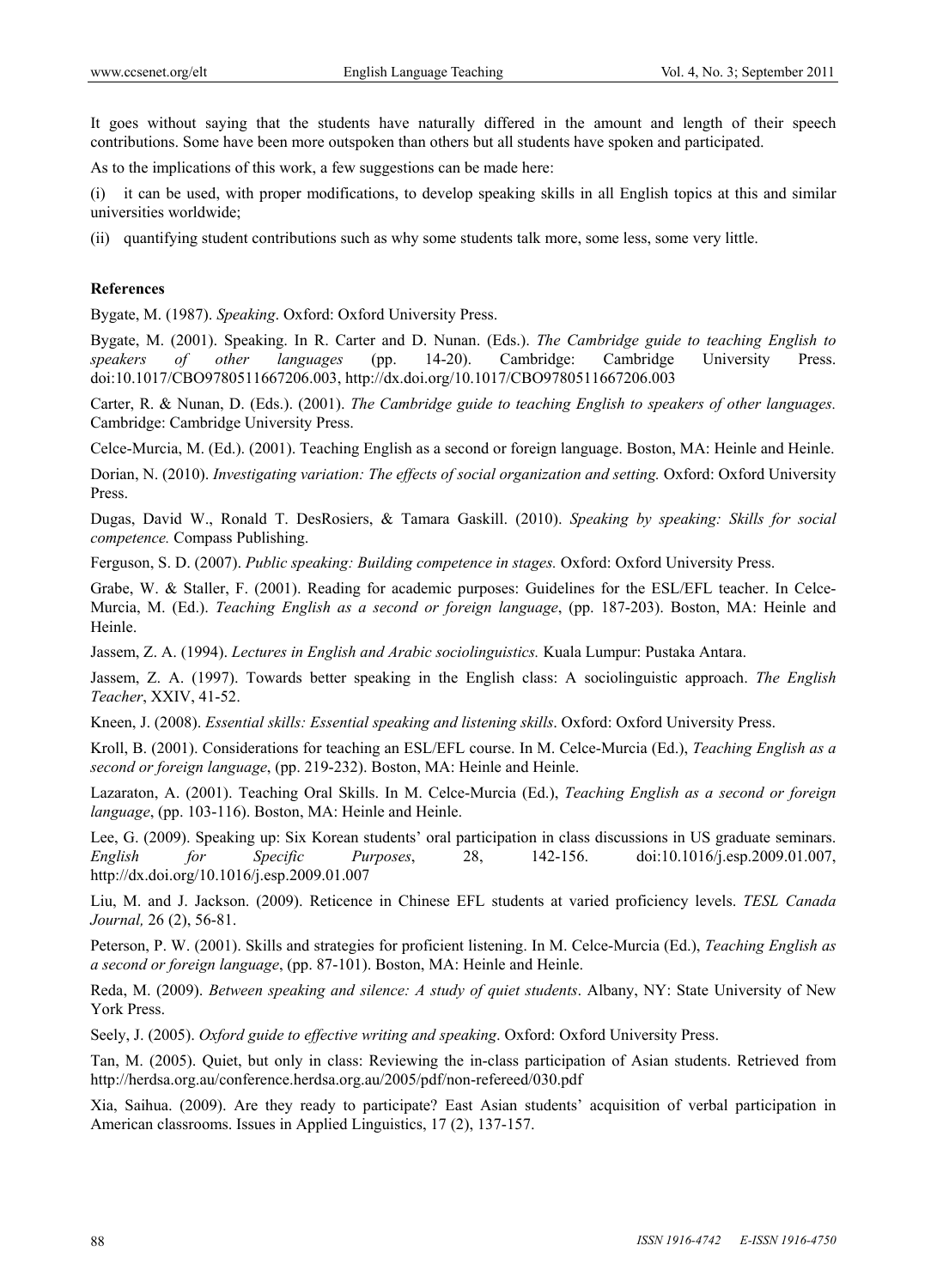It goes without saying that the students have naturally differed in the amount and length of their speech contributions. Some have been more outspoken than others but all students have spoken and participated.

As to the implications of this work, a few suggestions can be made here:

(i) it can be used, with proper modifications, to develop speaking skills in all English topics at this and similar universities worldwide;

(ii) quantifying student contributions such as why some students talk more, some less, some very little.

**References**

Bygate, M. (1987). *Speaking*. Oxford: Oxford University Press.

Bygate, M. (2001). Speaking. In R. Carter and D. Nunan. (Eds.). *The Cambridge guide to teaching English to speakers of other languages* (pp. 14-20). Cambridge: Cambridge University Press. doi:10.1017/CBO9780511667206.003, http://dx.doi.org/10.1017/CBO9780511667206.003

Carter, R. & Nunan, D. (Eds.). (2001). *The Cambridge guide to teaching English to speakers of other languages.* Cambridge: Cambridge University Press.

Celce-Murcia, M. (Ed.). (2001). Teaching English as a second or foreign language. Boston, MA: Heinle and Heinle.

Dorian, N. (2010). *Investigating variation: The effects of social organization and setting.* Oxford: Oxford University Press.

Dugas, David W., Ronald T. DesRosiers, & Tamara Gaskill. (2010). *Speaking by speaking: Skills for social competence.* Compass Publishing.

Ferguson, S. D. (2007). *Public speaking: Building competence in stages.* Oxford: Oxford University Press.

Grabe, W. & Staller, F. (2001). Reading for academic purposes: Guidelines for the ESL/EFL teacher. In Celce-Murcia, M. (Ed.). *Teaching English as a second or foreign language*, (pp. 187-203). Boston, MA: Heinle and Heinle.

Jassem, Z. A. (1994). *Lectures in English and Arabic sociolinguistics.* Kuala Lumpur: Pustaka Antara.

Jassem, Z. A. (1997). Towards better speaking in the English class: A sociolinguistic approach. *The English Teacher*, XXIV, 41-52.

Kneen, J. (2008). *Essential skills: Essential speaking and listening skills*. Oxford: Oxford University Press.

Kroll, B. (2001). Considerations for teaching an ESL/EFL course. In M. Celce-Murcia (Ed.), *Teaching English as a second or foreign language*, (pp. 219-232). Boston, MA: Heinle and Heinle.

Lazaraton, A. (2001). Teaching Oral Skills. In M. Celce-Murcia (Ed.), *Teaching English as a second or foreign language*, (pp. 103-116). Boston, MA: Heinle and Heinle.

Lee, G. (2009). Speaking up: Six Korean students' oral participation in class discussions in US graduate seminars. *English for Specific Purposes*, 28, 142-156. doi:10.1016/j.esp.2009.01.007, http://dx.doi.org/10.1016/j.esp.2009.01.007

Liu, M. and J. Jackson. (2009). Reticence in Chinese EFL students at varied proficiency levels. *TESL Canada Journal,* 26 (2), 56-81.

Peterson, P. W. (2001). Skills and strategies for proficient listening. In M. Celce-Murcia (Ed.), *Teaching English as a second or foreign language*, (pp. 87-101). Boston, MA: Heinle and Heinle.

Reda, M. (2009). *Between speaking and silence: A study of quiet students*. Albany, NY: State University of New York Press.

Seely, J. (2005). *Oxford guide to effective writing and speaking*. Oxford: Oxford University Press.

Tan, M. (2005). Quiet, but only in class: Reviewing the in-class participation of Asian students. Retrieved from http://herdsa.org.au/conference.herdsa.org.au/2005/pdf/non-refereed/030.pdf

Xia, Saihua. (2009). Are they ready to participate? East Asian students' acquisition of verbal participation in American classrooms. Issues in Applied Linguistics, 17 (2), 137-157.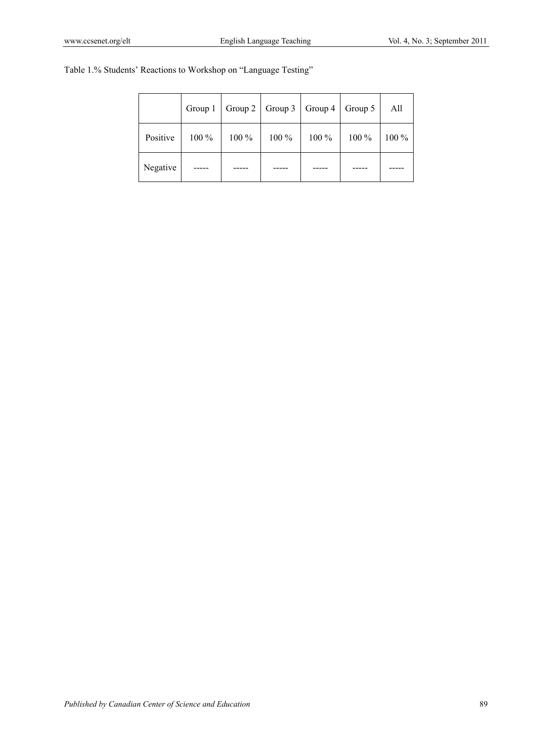Table 1.% Students' Reactions to Workshop on "Language Testing"

| | Group 1 | Group 2 | Group 3 | Group 4 | Group 5 | All |
|---|---|---|---|---|---|---|
| Positive | 100 % | 100 % | 100 % | 100 % | 100 % | 100 % |
| Negative | ----- | ----- | ----- | ----- | ----- | ----- |